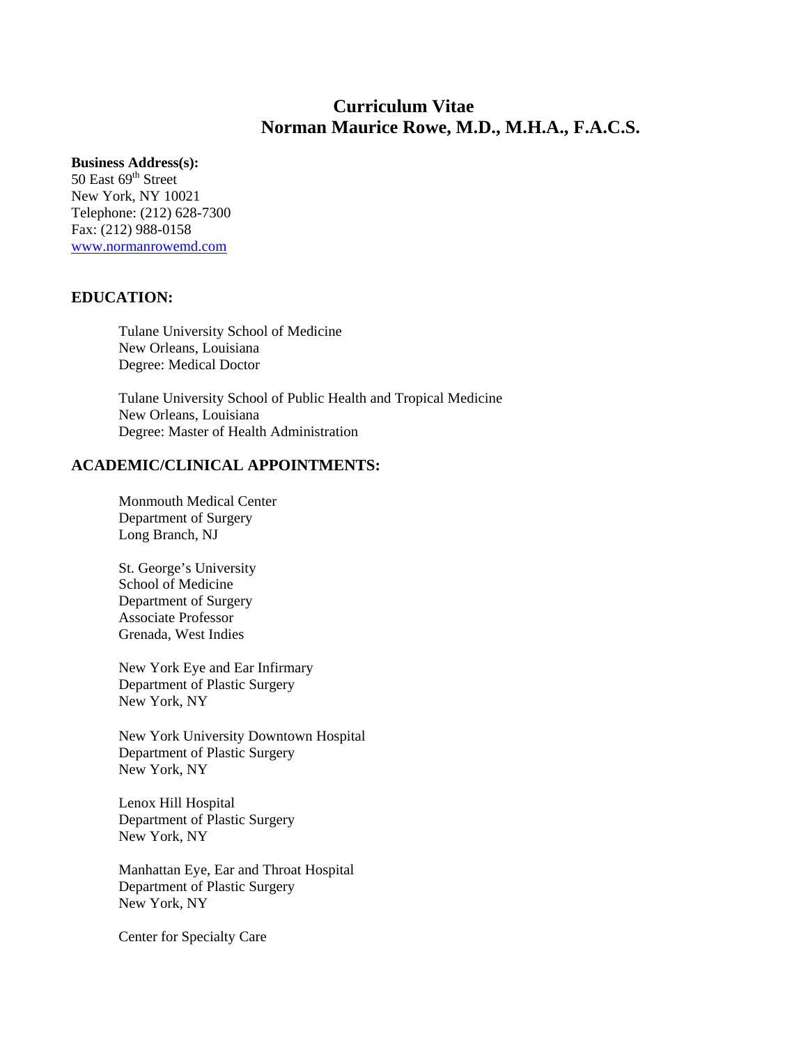# Curriculum Vitae
# Norman Maurice Rowe, M.D., M.H.A., F.A.C.S.

**Business Address(s):**
50 East 69th Street
New York, NY 10021
Telephone: (212) 628-7300
Fax: (212) 988-0158
www.normanrowemd.com

## EDUCATION:

Tulane University School of Medicine
New Orleans, Louisiana
Degree: Medical Doctor

Tulane University School of Public Health and Tropical Medicine
New Orleans, Louisiana
Degree: Master of Health Administration

## ACADEMIC/CLINICAL APPOINTMENTS:

Monmouth Medical Center
Department of Surgery
Long Branch, NJ

St. George's University
School of Medicine
Department of Surgery
Associate Professor
Grenada, West Indies

New York Eye and Ear Infirmary
Department of Plastic Surgery
New York, NY

New York University Downtown Hospital
Department of Plastic Surgery
New York, NY

Lenox Hill Hospital
Department of Plastic Surgery
New York, NY

Manhattan Eye, Ear and Throat Hospital
Department of Plastic Surgery
New York, NY

Center for Specialty Care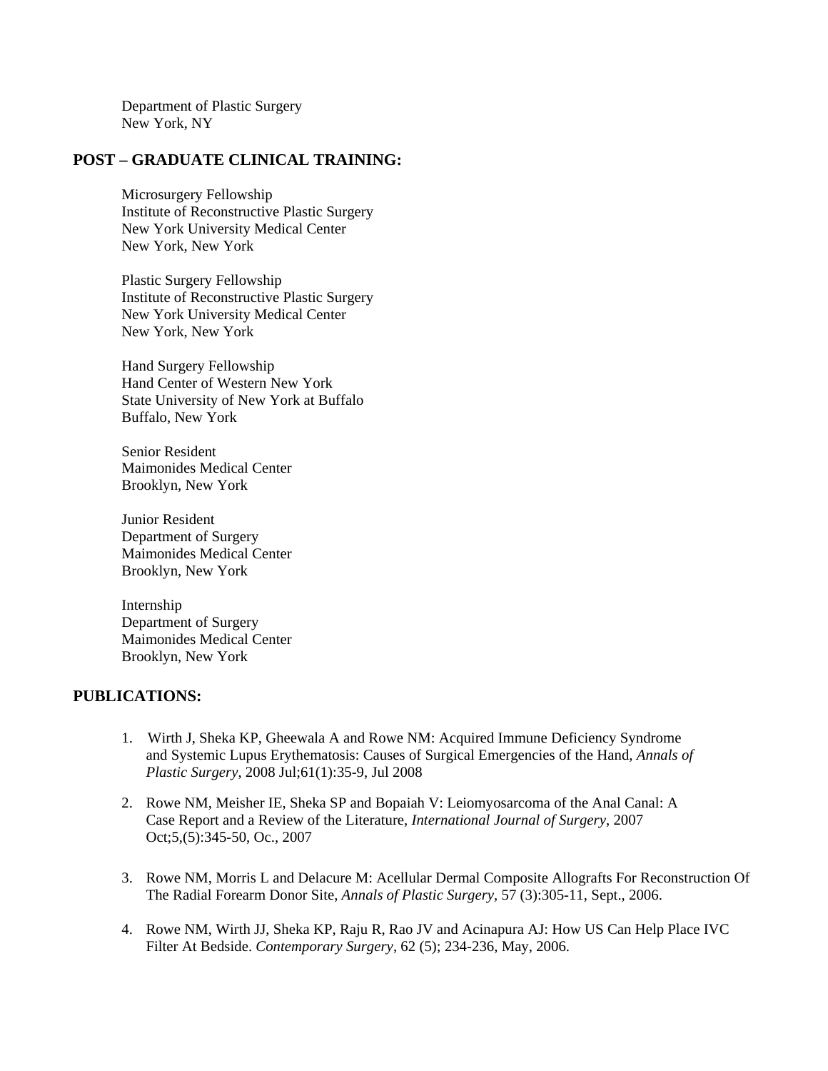Department of Plastic Surgery
New York, NY

## POST – GRADUATE CLINICAL TRAINING:

Microsurgery Fellowship
Institute of Reconstructive Plastic Surgery
New York University Medical Center
New York, New York

Plastic Surgery Fellowship
Institute of Reconstructive Plastic Surgery
New York University Medical Center
New York, New York

Hand Surgery Fellowship
Hand Center of Western New York
State University of New York at Buffalo
Buffalo, New York

Senior Resident
Maimonides Medical Center
Brooklyn, New York

Junior Resident
Department of Surgery
Maimonides Medical Center
Brooklyn, New York

Internship
Department of Surgery
Maimonides Medical Center
Brooklyn, New York

## PUBLICATIONS:

1. Wirth J, Sheka KP, Gheewala A and Rowe NM: Acquired Immune Deficiency Syndrome and Systemic Lupus Erythematosis: Causes of Surgical Emergencies of the Hand, *Annals of Plastic Surgery*, 2008 Jul;61(1):35-9, Jul 2008

2. Rowe NM, Meisher IE, Sheka SP and Bopaiah V: Leiomyosarcoma of the Anal Canal: A Case Report and a Review of the Literature, *International Journal of Surgery*, 2007 Oct;5,(5):345-50, Oc., 2007

3. Rowe NM, Morris L and Delacure M: Acellular Dermal Composite Allografts For Reconstruction Of The Radial Forearm Donor Site, *Annals of Plastic Surgery,* 57 (3):305-11, Sept., 2006.

4. Rowe NM, Wirth JJ, Sheka KP, Raju R, Rao JV and Acinapura AJ: How US Can Help Place IVC Filter At Bedside. *Contemporary Surgery*, 62 (5); 234-236, May, 2006.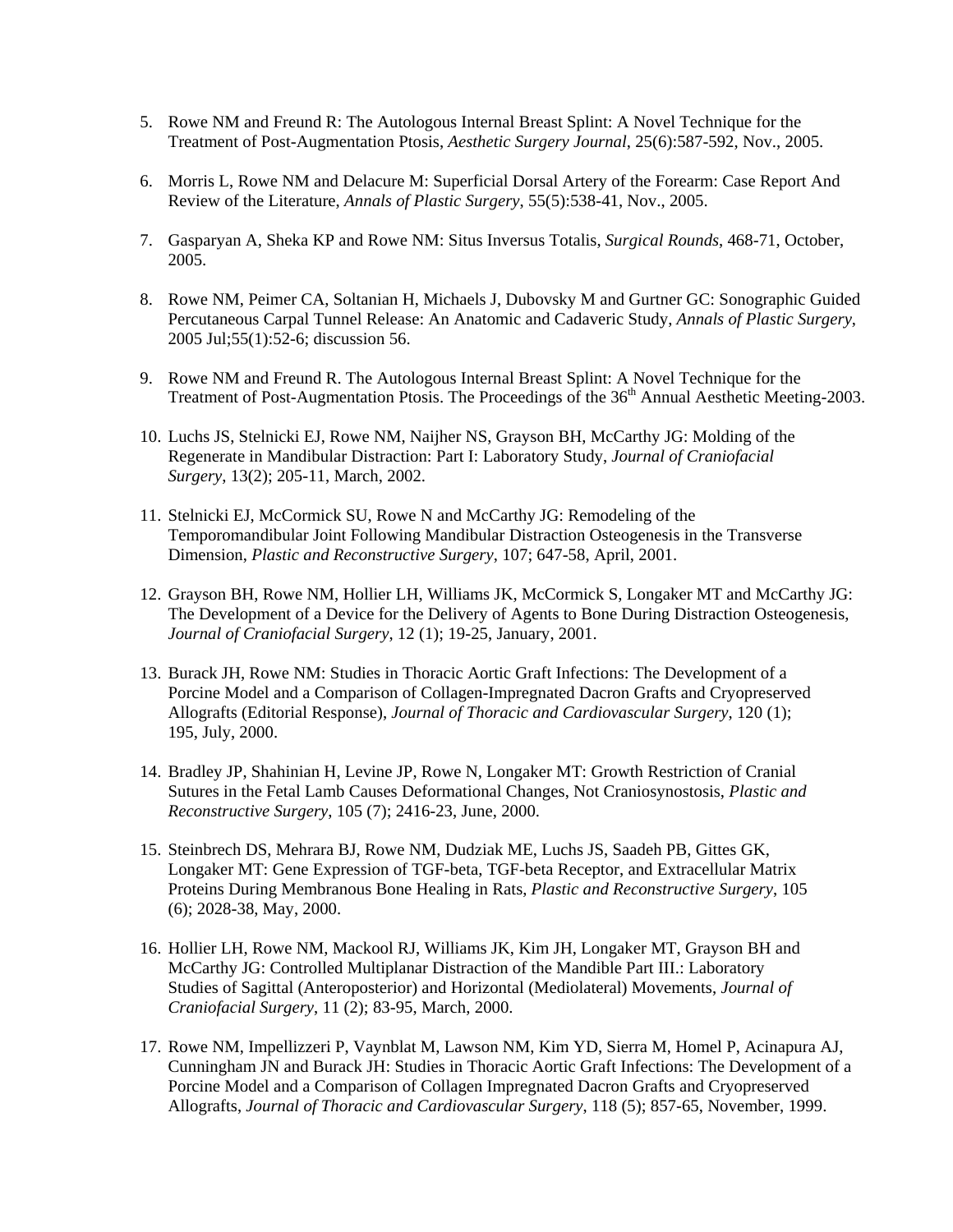5. Rowe NM and Freund R: The Autologous Internal Breast Splint: A Novel Technique for the Treatment of Post-Augmentation Ptosis, *Aesthetic Surgery Journal*, 25(6):587-592, Nov., 2005.

6. Morris L, Rowe NM and Delacure M: Superficial Dorsal Artery of the Forearm: Case Report And Review of the Literature, *Annals of Plastic Surgery*, 55(5):538-41, Nov., 2005.

7. Gasparyan A, Sheka KP and Rowe NM: Situs Inversus Totalis, *Surgical Rounds*, 468-71, October, 2005.

8. Rowe NM, Peimer CA, Soltanian H, Michaels J, Dubovsky M and Gurtner GC: Sonographic Guided Percutaneous Carpal Tunnel Release: An Anatomic and Cadaveric Study, *Annals of Plastic Surgery*, 2005 Jul;55(1):52-6; discussion 56.

9. Rowe NM and Freund R. The Autologous Internal Breast Splint: A Novel Technique for the Treatment of Post-Augmentation Ptosis. The Proceedings of the 36th Annual Aesthetic Meeting-2003.

10. Luchs JS, Stelnicki EJ, Rowe NM, Naijher NS, Grayson BH, McCarthy JG: Molding of the Regenerate in Mandibular Distraction: Part I: Laboratory Study, *Journal of Craniofacial Surgery*, 13(2); 205-11, March, 2002.

11. Stelnicki EJ, McCormick SU, Rowe N and McCarthy JG: Remodeling of the Temporomandibular Joint Following Mandibular Distraction Osteogenesis in the Transverse Dimension, *Plastic and Reconstructive Surgery*, 107; 647-58, April, 2001.

12. Grayson BH, Rowe NM, Hollier LH, Williams JK, McCormick S, Longaker MT and McCarthy JG: The Development of a Device for the Delivery of Agents to Bone During Distraction Osteogenesis, *Journal of Craniofacial Surgery*, 12 (1); 19-25, January, 2001.

13. Burack JH, Rowe NM: Studies in Thoracic Aortic Graft Infections: The Development of a Porcine Model and a Comparison of Collagen-Impregnated Dacron Grafts and Cryopreserved Allografts (Editorial Response), *Journal of Thoracic and Cardiovascular Surgery*, 120 (1); 195, July, 2000.

14. Bradley JP, Shahinian H, Levine JP, Rowe N, Longaker MT: Growth Restriction of Cranial Sutures in the Fetal Lamb Causes Deformational Changes, Not Craniosynostosis, *Plastic and Reconstructive Surgery*, 105 (7); 2416-23, June, 2000.

15. Steinbrech DS, Mehrara BJ, Rowe NM, Dudziak ME, Luchs JS, Saadeh PB, Gittes GK, Longaker MT: Gene Expression of TGF-beta, TGF-beta Receptor, and Extracellular Matrix Proteins During Membranous Bone Healing in Rats, *Plastic and Reconstructive Surgery*, 105 (6); 2028-38, May, 2000.

16. Hollier LH, Rowe NM, Mackool RJ, Williams JK, Kim JH, Longaker MT, Grayson BH and McCarthy JG: Controlled Multiplanar Distraction of the Mandible Part III.: Laboratory Studies of Sagittal (Anteroposterior) and Horizontal (Mediolateral) Movements, *Journal of Craniofacial Surgery*, 11 (2); 83-95, March, 2000.

17. Rowe NM, Impellizzeri P, Vaynblat M, Lawson NM, Kim YD, Sierra M, Homel P, Acinapura AJ, Cunningham JN and Burack JH: Studies in Thoracic Aortic Graft Infections: The Development of a Porcine Model and a Comparison of Collagen Impregnated Dacron Grafts and Cryopreserved Allografts, *Journal of Thoracic and Cardiovascular Surgery*, 118 (5); 857-65, November, 1999.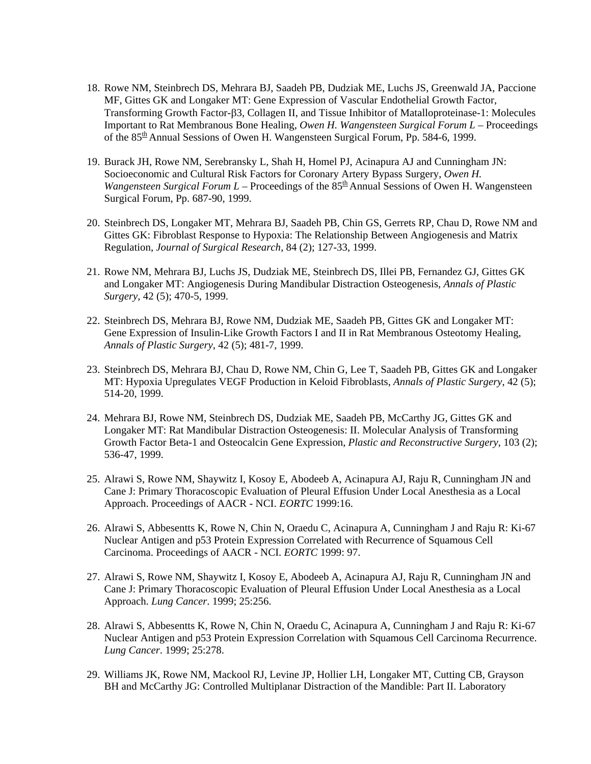18. Rowe NM, Steinbrech DS, Mehrara BJ, Saadeh PB, Dudziak ME, Luchs JS, Greenwald JA, Paccione MF, Gittes GK and Longaker MT: Gene Expression of Vascular Endothelial Growth Factor, Transforming Growth Factor-β3, Collagen II, and Tissue Inhibitor of Matalloproteinase-1: Molecules Important to Rat Membranous Bone Healing, *Owen H. Wangensteen Surgical Forum L* – Proceedings of the 85th Annual Sessions of Owen H. Wangensteen Surgical Forum, Pp. 584-6, 1999.

19. Burack JH, Rowe NM, Serebransky L, Shah H, Homel PJ, Acinapura AJ and Cunningham JN: Socioeconomic and Cultural Risk Factors for Coronary Artery Bypass Surgery, *Owen H. Wangensteen Surgical Forum L* – Proceedings of the 85th Annual Sessions of Owen H. Wangensteen Surgical Forum, Pp. 687-90, 1999.

20. Steinbrech DS, Longaker MT, Mehrara BJ, Saadeh PB, Chin GS, Gerrets RP, Chau D, Rowe NM and Gittes GK: Fibroblast Response to Hypoxia: The Relationship Between Angiogenesis and Matrix Regulation, *Journal of Surgical Research*, 84 (2); 127-33, 1999.

21. Rowe NM, Mehrara BJ, Luchs JS, Dudziak ME, Steinbrech DS, Illei PB, Fernandez GJ, Gittes GK and Longaker MT: Angiogenesis During Mandibular Distraction Osteogenesis, *Annals of Plastic Surgery*, 42 (5); 470-5, 1999.

22. Steinbrech DS, Mehrara BJ, Rowe NM, Dudziak ME, Saadeh PB, Gittes GK and Longaker MT: Gene Expression of Insulin-Like Growth Factors I and II in Rat Membranous Osteotomy Healing, *Annals of Plastic Surgery*, 42 (5); 481-7, 1999.

23. Steinbrech DS, Mehrara BJ, Chau D, Rowe NM, Chin G, Lee T, Saadeh PB, Gittes GK and Longaker MT: Hypoxia Upregulates VEGF Production in Keloid Fibroblasts, *Annals of Plastic Surgery*, 42 (5); 514-20, 1999.

24. Mehrara BJ, Rowe NM, Steinbrech DS, Dudziak ME, Saadeh PB, McCarthy JG, Gittes GK and Longaker MT: Rat Mandibular Distraction Osteogenesis: II. Molecular Analysis of Transforming Growth Factor Beta-1 and Osteocalcin Gene Expression, *Plastic and Reconstructive Surgery*, 103 (2); 536-47, 1999.

25. Alrawi S, Rowe NM, Shaywitz I, Kosoy E, Abodeeb A, Acinapura AJ, Raju R, Cunningham JN and Cane J: Primary Thoracoscopic Evaluation of Pleural Effusion Under Local Anesthesia as a Local Approach. Proceedings of AACR - NCI. *EORTC* 1999:16.

26. Alrawi S, Abbesentts K, Rowe N, Chin N, Oraedu C, Acinapura A, Cunningham J and Raju R: Ki-67 Nuclear Antigen and p53 Protein Expression Correlated with Recurrence of Squamous Cell Carcinoma. Proceedings of AACR - NCI. *EORTC* 1999: 97.

27. Alrawi S, Rowe NM, Shaywitz I, Kosoy E, Abodeeb A, Acinapura AJ, Raju R, Cunningham JN and Cane J: Primary Thoracoscopic Evaluation of Pleural Effusion Under Local Anesthesia as a Local Approach. *Lung Cancer*. 1999; 25:256.

28. Alrawi S, Abbesentts K, Rowe N, Chin N, Oraedu C, Acinapura A, Cunningham J and Raju R: Ki-67 Nuclear Antigen and p53 Protein Expression Correlation with Squamous Cell Carcinoma Recurrence. *Lung Cancer*. 1999; 25:278.

29. Williams JK, Rowe NM, Mackool RJ, Levine JP, Hollier LH, Longaker MT, Cutting CB, Grayson BH and McCarthy JG: Controlled Multiplanar Distraction of the Mandible: Part II. Laboratory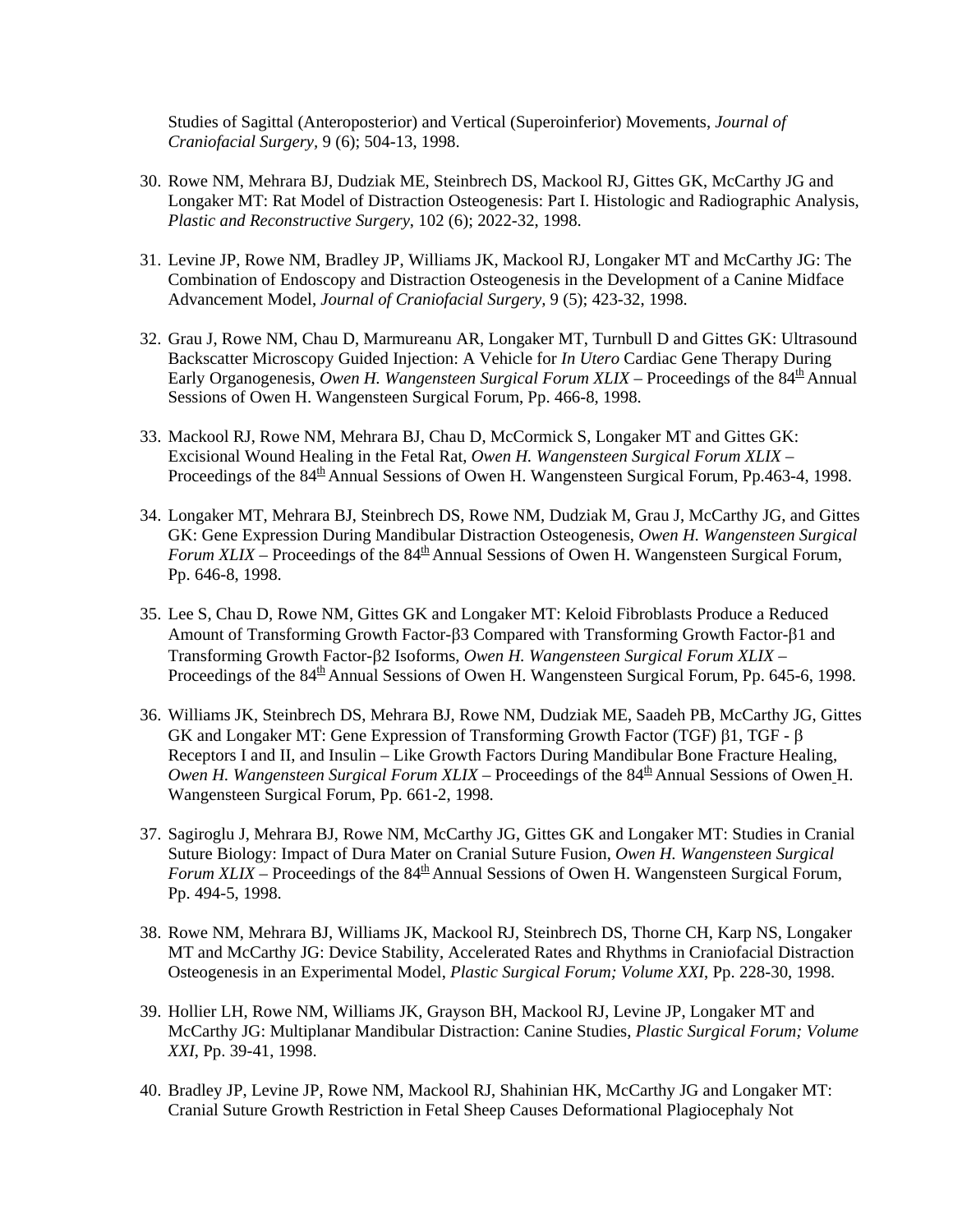Studies of Sagittal (Anteroposterior) and Vertical (Superoinferior) Movements, *Journal of Craniofacial Surgery*, 9 (6); 504-13, 1998.

30. Rowe NM, Mehrara BJ, Dudziak ME, Steinbrech DS, Mackool RJ, Gittes GK, McCarthy JG and Longaker MT: Rat Model of Distraction Osteogenesis: Part I. Histologic and Radiographic Analysis, *Plastic and Reconstructive Surgery*, 102 (6); 2022-32, 1998.

31. Levine JP, Rowe NM, Bradley JP, Williams JK, Mackool RJ, Longaker MT and McCarthy JG: The Combination of Endoscopy and Distraction Osteogenesis in the Development of a Canine Midface Advancement Model, *Journal of Craniofacial Surgery,* 9 (5); 423-32, 1998.

32. Grau J, Rowe NM, Chau D, Marmureanu AR, Longaker MT, Turnbull D and Gittes GK: Ultrasound Backscatter Microscopy Guided Injection: A Vehicle for *In Utero* Cardiac Gene Therapy During Early Organogenesis, *Owen H. Wangensteen Surgical Forum XLIX* – Proceedings of the 84th Annual Sessions of Owen H. Wangensteen Surgical Forum, Pp. 466-8, 1998.

33. Mackool RJ, Rowe NM, Mehrara BJ, Chau D, McCormick S, Longaker MT and Gittes GK: Excisional Wound Healing in the Fetal Rat, *Owen H. Wangensteen Surgical Forum XLIX* – Proceedings of the 84th Annual Sessions of Owen H. Wangensteen Surgical Forum, Pp.463-4, 1998.

34. Longaker MT, Mehrara BJ, Steinbrech DS, Rowe NM, Dudziak M, Grau J, McCarthy JG, and Gittes GK: Gene Expression During Mandibular Distraction Osteogenesis, *Owen H. Wangensteen Surgical Forum XLIX* – Proceedings of the 84th Annual Sessions of Owen H. Wangensteen Surgical Forum, Pp. 646-8, 1998.

35. Lee S, Chau D, Rowe NM, Gittes GK and Longaker MT: Keloid Fibroblasts Produce a Reduced Amount of Transforming Growth Factor-β3 Compared with Transforming Growth Factor-β1 and Transforming Growth Factor-β2 Isoforms, *Owen H. Wangensteen Surgical Forum XLIX* – Proceedings of the 84th Annual Sessions of Owen H. Wangensteen Surgical Forum, Pp. 645-6, 1998.

36. Williams JK, Steinbrech DS, Mehrara BJ, Rowe NM, Dudziak ME, Saadeh PB, McCarthy JG, Gittes GK and Longaker MT: Gene Expression of Transforming Growth Factor (TGF) β1, TGF - β Receptors I and II, and Insulin – Like Growth Factors During Mandibular Bone Fracture Healing, *Owen H. Wangensteen Surgical Forum XLIX* – Proceedings of the 84th Annual Sessions of Owen H. Wangensteen Surgical Forum, Pp. 661-2, 1998.

37. Sagiroglu J, Mehrara BJ, Rowe NM, McCarthy JG, Gittes GK and Longaker MT: Studies in Cranial Suture Biology: Impact of Dura Mater on Cranial Suture Fusion, *Owen H. Wangensteen Surgical Forum XLIX* – Proceedings of the 84th Annual Sessions of Owen H. Wangensteen Surgical Forum, Pp. 494-5, 1998.

38. Rowe NM, Mehrara BJ, Williams JK, Mackool RJ, Steinbrech DS, Thorne CH, Karp NS, Longaker MT and McCarthy JG: Device Stability, Accelerated Rates and Rhythms in Craniofacial Distraction Osteogenesis in an Experimental Model, *Plastic Surgical Forum; Volume XXI*, Pp. 228-30, 1998.

39. Hollier LH, Rowe NM, Williams JK, Grayson BH, Mackool RJ, Levine JP, Longaker MT and McCarthy JG: Multiplanar Mandibular Distraction: Canine Studies, *Plastic Surgical Forum; Volume XXI*, Pp. 39-41, 1998.

40. Bradley JP, Levine JP, Rowe NM, Mackool RJ, Shahinian HK, McCarthy JG and Longaker MT: Cranial Suture Growth Restriction in Fetal Sheep Causes Deformational Plagiocephaly Not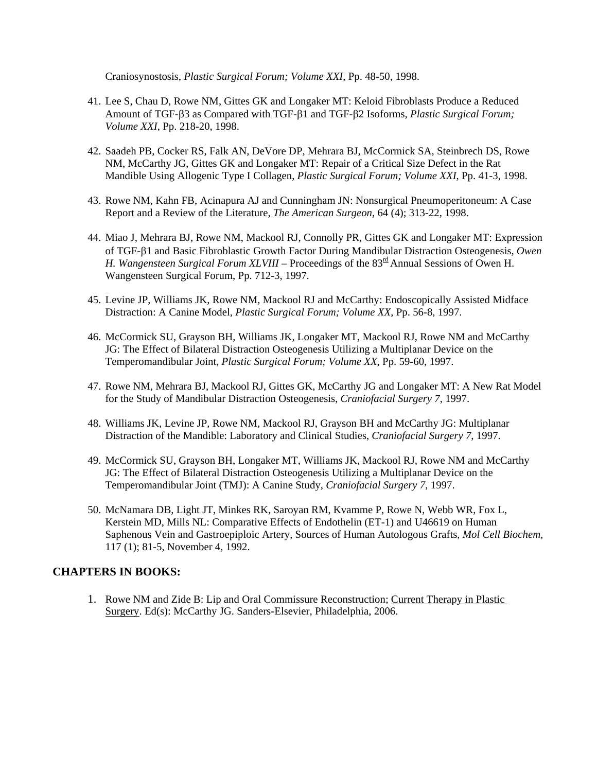Craniosynostosis, *Plastic Surgical Forum; Volume XXI*, Pp. 48-50, 1998.

41. Lee S, Chau D, Rowe NM, Gittes GK and Longaker MT: Keloid Fibroblasts Produce a Reduced Amount of TGF-β3 as Compared with TGF-β1 and TGF-β2 Isoforms, *Plastic Surgical Forum; Volume XXI*, Pp. 218-20, 1998.

42. Saadeh PB, Cocker RS, Falk AN, DeVore DP, Mehrara BJ, McCormick SA, Steinbrech DS, Rowe NM, McCarthy JG, Gittes GK and Longaker MT: Repair of a Critical Size Defect in the Rat Mandible Using Allogenic Type I Collagen, *Plastic Surgical Forum; Volume XXI*, Pp. 41-3, 1998.

43. Rowe NM, Kahn FB, Acinapura AJ and Cunningham JN: Nonsurgical Pneumoperitoneum: A Case Report and a Review of the Literature, *The American Surgeon*, 64 (4); 313-22, 1998.

44. Miao J, Mehrara BJ, Rowe NM, Mackool RJ, Connolly PR, Gittes GK and Longaker MT: Expression of TGF-β1 and Basic Fibroblastic Growth Factor During Mandibular Distraction Osteogenesis, *Owen H. Wangensteen Surgical Forum XLVIII* – Proceedings of the 83rd Annual Sessions of Owen H. Wangensteen Surgical Forum, Pp. 712-3, 1997.

45. Levine JP, Williams JK, Rowe NM, Mackool RJ and McCarthy: Endoscopically Assisted Midface Distraction: A Canine Model, *Plastic Surgical Forum; Volume XX*, Pp. 56-8, 1997.

46. McCormick SU, Grayson BH, Williams JK, Longaker MT, Mackool RJ, Rowe NM and McCarthy JG: The Effect of Bilateral Distraction Osteogenesis Utilizing a Multiplanar Device on the Temperomandibular Joint, *Plastic Surgical Forum; Volume XX*, Pp. 59-60, 1997.

47. Rowe NM, Mehrara BJ, Mackool RJ, Gittes GK, McCarthy JG and Longaker MT: A New Rat Model for the Study of Mandibular Distraction Osteogenesis, *Craniofacial Surgery 7*, 1997.

48. Williams JK, Levine JP, Rowe NM, Mackool RJ, Grayson BH and McCarthy JG: Multiplanar Distraction of the Mandible: Laboratory and Clinical Studies, *Craniofacial Surgery 7*, 1997.

49. McCormick SU, Grayson BH, Longaker MT, Williams JK, Mackool RJ, Rowe NM and McCarthy JG: The Effect of Bilateral Distraction Osteogenesis Utilizing a Multiplanar Device on the Temperomandibular Joint (TMJ): A Canine Study, *Craniofacial Surgery 7*, 1997.

50. McNamara DB, Light JT, Minkes RK, Saroyan RM, Kvamme P, Rowe N, Webb WR, Fox L, Kerstein MD, Mills NL: Comparative Effects of Endothelin (ET-1) and U46619 on Human Saphenous Vein and Gastroepiploic Artery, Sources of Human Autologous Grafts, *Mol Cell Biochem*, 117 (1); 81-5, November 4, 1992.

## CHAPTERS IN BOOKS:

1. Rowe NM and Zide B: Lip and Oral Commissure Reconstruction; Current Therapy in Plastic Surgery. Ed(s): McCarthy JG. Sanders-Elsevier, Philadelphia, 2006.